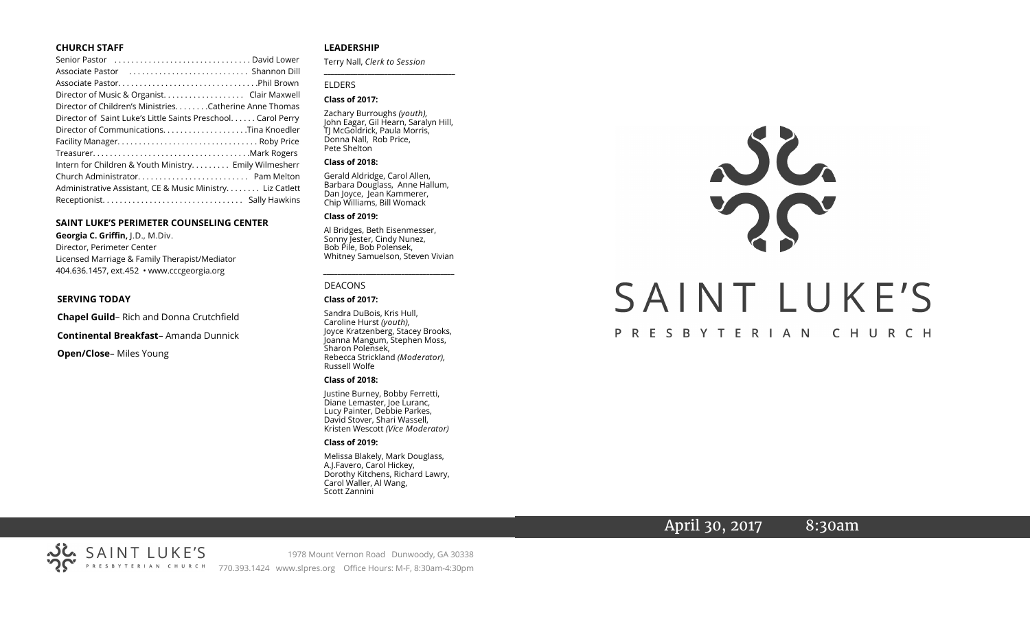## CHURCH STAFF

Senior Pastor . . . . . . . . . . . . . . . . . . . . . . . . . . . . . . . David Lower
Associate Pastor . . . . . . . . . . . . . . . . . . . . . . . . . . . Shannon Dill
Associate Pastor. . . . . . . . . . . . . . . . . . . . . . . . . . . . . . . .Phil Brown
Director of Music & Organist. . . . . . . . . . . . . . . . . . Clair Maxwell
Director of Children's Ministries. . . . . . . .Catherine Anne Thomas
Director of Saint Luke's Little Saints Preschool. . . . . . Carol Perry
Director of Communications. . . . . . . . . . . . . . . . . . . .Tina Knoedler
Facility Manager. . . . . . . . . . . . . . . . . . . . . . . . . . . . . . . . Roby Price
Treasurer. . . . . . . . . . . . . . . . . . . . . . . . . . . . . . . . . . . .Mark Rogers
Intern for Children & Youth Ministry. . . . . . . . . Emily Wilmesherr
Church Administrator. . . . . . . . . . . . . . . . . . . . . . . . . . Pam Melton
Administrative Assistant, CE & Music Ministry. . . . . . . . Liz Catlett
Receptionist. . . . . . . . . . . . . . . . . . . . . . . . . . . . . . . . Sally Hawkins

## SAINT LUKE'S PERIMETER COUNSELING CENTER

**Georgia C. Griffin,** J.D., M.Div.
Director, Perimeter Center
Licensed Marriage & Family Therapist/Mediator
404.636.1457, ext.452 • www.cccgeorgia.org

## SERVING TODAY

**Chapel Guild**– Rich and Donna Crutchfield

**Continental Breakfast**– Amanda Dunnick

**Open/Close**– Miles Young

## LEADERSHIP

Terry Nall, *Clerk to Session*

ELDERS

**Class of 2017:**

Zachary Burroughs *(youth),* John Eagar, Gil Hearn, Saralyn Hill, TJ McGoldrick, Paula Morris, Donna Nall, Rob Price, Pete Shelton

**Class of 2018:**

Gerald Aldridge, Carol Allen, Barbara Douglass, Anne Hallum, Dan Joyce, Jean Kammerer, Chip Williams, Bill Womack

**Class of 2019:**

Al Bridges, Beth Eisenmesser, Sonny Jester, Cindy Nunez, Bob Pile, Bob Polensek, Whitney Samuelson, Steven Vivian

DEACONS

**Class of 2017:**

Sandra DuBois, Kris Hull, Caroline Hurst *(youth),* Joyce Kratzenberg, Stacey Brooks, Joanna Mangum, Stephen Moss, Sharon Polensek, Rebecca Strickland *(Moderator),* Russell Wolfe

**Class of 2018:**

Justine Burney, Bobby Ferretti, Diane Lemaster, Joe Luranc, Lucy Painter, Debbie Parkes, David Stover, Shari Wassell, Kristen Wescott *(Vice Moderator)*

**Class of 2019:**

Melissa Blakely, Mark Douglass, A.J.Favero, Carol Hickey, Dorothy Kitchens, Richard Lawry, Carol Waller, Al Wang, Scott Zannini

# SAINT LUKE'S
PRESBYTERIAN CHURCH

April 30, 2017 8:30am

SAINT LUKE'S PRESBYTERIAN CHURCH

1978 Mount Vernon Road Dunwoody, GA 30338
770.393.1424 www.slpres.org Office Hours: M-F, 8:30am-4:30pm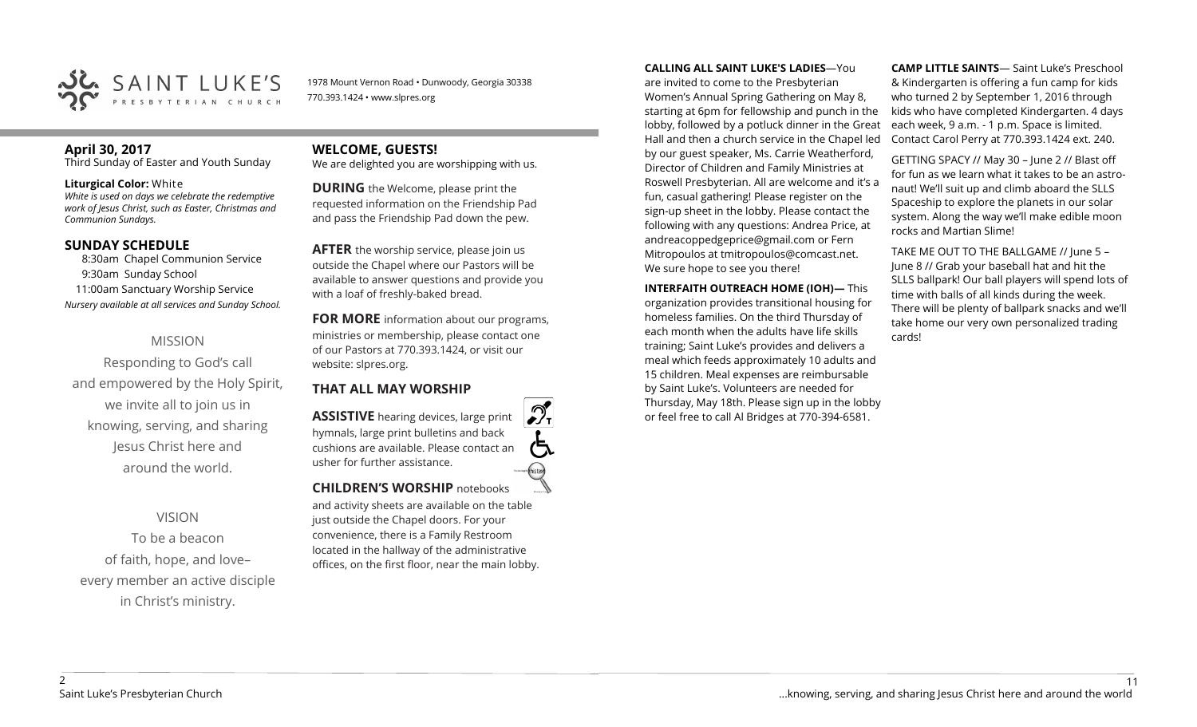SAINT LUKE'S PRESBYTERIAN CHURCH

1978 Mount Vernon Road • Dunwoody, Georgia 30338
770.393.1424 • www.slpres.org

## April 30, 2017
Third Sunday of Easter and Youth Sunday

**Liturgical Color:** White
*White is used on days we celebrate the redemptive work of Jesus Christ, such as Easter, Christmas and Communion Sundays.*

## SUNDAY SCHEDULE
8:30am Chapel Communion Service
9:30am Sunday School
11:00am Sanctuary Worship Service
*Nursery available at all services and Sunday School.*

MISSION

Responding to God's call
and empowered by the Holy Spirit,
we invite all to join us in
knowing, serving, and sharing
Jesus Christ here and
around the world.

VISION

To be a beacon
of faith, hope, and love–
every member an active disciple
in Christ's ministry.

## WELCOME, GUESTS!
We are delighted you are worshipping with us.

**DURING** the Welcome, please print the requested information on the Friendship Pad and pass the Friendship Pad down the pew.

**AFTER** the worship service, please join us outside the Chapel where our Pastors will be available to answer questions and provide you with a loaf of freshly-baked bread.

**FOR MORE** information about our programs, ministries or membership, please contact one of our Pastors at 770.393.1424, or visit our website: slpres.org.

## THAT ALL MAY WORSHIP

**ASSISTIVE** hearing devices, large print hymnals, large print bulletins and back cushions are available. Please contact an usher for further assistance.

**CHILDREN'S WORSHIP** notebooks and activity sheets are available on the table just outside the Chapel doors. For your convenience, there is a Family Restroom located in the hallway of the administrative offices, on the first floor, near the main lobby.

**CALLING ALL SAINT LUKE'S LADIES**—You are invited to come to the Presbyterian Women's Annual Spring Gathering on May 8, starting at 6pm for fellowship and punch in the lobby, followed by a potluck dinner in the Great Hall and then a church service in the Chapel led by our guest speaker, Ms. Carrie Weatherford, Director of Children and Family Ministries at Roswell Presbyterian. All are welcome and it's a fun, casual gathering! Please register on the sign-up sheet in the lobby. Please contact the following with any questions: Andrea Price, at andreacoppedgeprice@gmail.com or Fern Mitropoulos at tmitropoulos@comcast.net. We sure hope to see you there!

**INTERFAITH OUTREACH HOME (IOH)—** This organization provides transitional housing for homeless families. On the third Thursday of each month when the adults have life skills training; Saint Luke's provides and delivers a meal which feeds approximately 10 adults and 15 children. Meal expenses are reimbursable by Saint Luke's. Volunteers are needed for Thursday, May 18th. Please sign up in the lobby or feel free to call Al Bridges at 770-394-6581.

**CAMP LITTLE SAINTS**— Saint Luke's Preschool & Kindergarten is offering a fun camp for kids who turned 2 by September 1, 2016 through kids who have completed Kindergarten. 4 days each week, 9 a.m. - 1 p.m. Space is limited. Contact Carol Perry at 770.393.1424 ext. 240.

GETTING SPACY // May 30 – June 2 // Blast off for fun as we learn what it takes to be an astronaut! We'll suit up and climb aboard the SLLS Spaceship to explore the planets in our solar system. Along the way we'll make edible moon rocks and Martian Slime!

TAKE ME OUT TO THE BALLGAME // June 5 – June 8 // Grab your baseball hat and hit the SLLS ballpark! Our ball players will spend lots of time with balls of all kinds during the week. There will be plenty of ballpark snacks and we'll take home our very own personalized trading cards!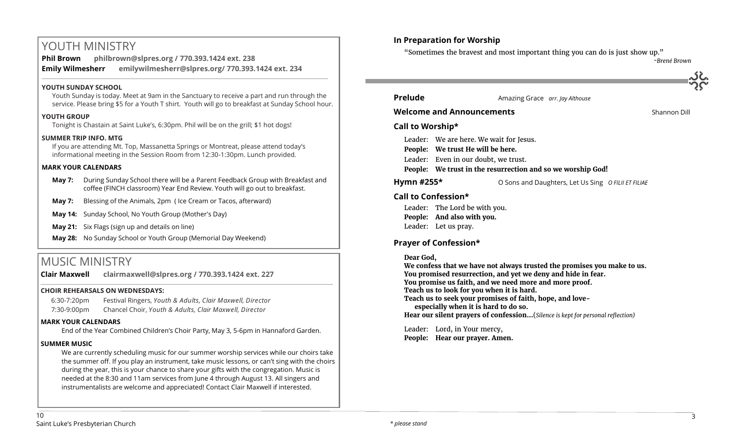# YOUTH MINISTRY

**Phil Brown** **philbrown@slpres.org / 770.393.1424 ext. 238**

**Emily Wilmesherr** **emilywilmesherr@slpres.org/ 770.393.1424 ext. 234**

### YOUTH SUNDAY SCHOOL

Youth Sunday is today. Meet at 9am in the Sanctuary to receive a part and run through the service. Please bring $5 for a Youth T shirt. Youth will go to breakfast at Sunday School hour.

### YOUTH GROUP

Tonight is Chastain at Saint Luke's, 6:30pm. Phil will be on the grill; $1 hot dogs!

### SUMMER TRIP INFO. MTG

If you are attending Mt. Top, Massanetta Springs or Montreat, please attend today's informational meeting in the Session Room from 12:30-1:30pm. Lunch provided.

### MARK YOUR CALENDARS

- **May 7:** During Sunday School there will be a Parent Feedback Group with Breakfast and coffee (FINCH classroom) Year End Review. Youth will go out to breakfast.
- **May 7:** Blessing of the Animals, 2pm ( Ice Cream or Tacos, afterward)
- **May 14:** Sunday School, No Youth Group (Mother's Day)
- **May 21:** Six Flags (sign up and details on line)
- **May 28:** No Sunday School or Youth Group (Memorial Day Weekend)

# MUSIC MINISTRY

**Clair Maxwell** **clairmaxwell@slpres.org / 770.393.1424 ext. 227**

### CHOIR REHEARSALS ON WEDNESDAYS:

6:30-7:20pm Festival Ringers, *Youth & Adults, Clair Maxwell, Director*

7:30-9:00pm Chancel Choir, *Youth & Adults, Clair Maxwell, Director*

### MARK YOUR CALENDARS

End of the Year Combined Children's Choir Party, May 3, 5-6pm in Hannaford Garden.

### SUMMER MUSIC

We are currently scheduling music for our summer worship services while our choirs take the summer off. If you play an instrument, take music lessons, or can't sing with the choirs during the year, this is your chance to share your gifts with the congregation. Music is needed at the 8:30 and 11am services from June 4 through August 13. All singers and instrumentalists are welcome and appreciated! Contact Clair Maxwell if interested.

## In Preparation for Worship

"Sometimes the bravest and most important thing you can do is just show up."

*~Brené Brown*

**Prelude** Amazing Grace *arr. Jay Althouse*

**Welcome and Announcements** Shannon Dill

**Call to Worship\***

Leader: We are here. We wait for Jesus.
**People: We trust He will be here.**
Leader: Even in our doubt, we trust.
**People: We trust in the resurrection and so we worship God!**

**Hymn #255\*** O Sons and Daughters, Let Us Sing *O FILII ET FILIAE*

**Call to Confession\***

Leader: The Lord be with you.
**People: And also with you.**
Leader: Let us pray.

**Prayer of Confession\***

**Dear God,**
**We confess that we have not always trusted the promises you make to us.**
**You promised resurrection, and yet we deny and hide in fear.**
**You promise us faith, and we need more and more proof.**
**Teach us to look for you when it is hard.**
**Teach us to seek your promises of faith, hope, and love-**
**especially when it is hard to do so.**
**Hear our silent prayers of confession…**(*Silence is kept for personal reflection)*

Leader: Lord, in Your mercy,
**People: Hear our prayer. Amen.**

*\* please stand*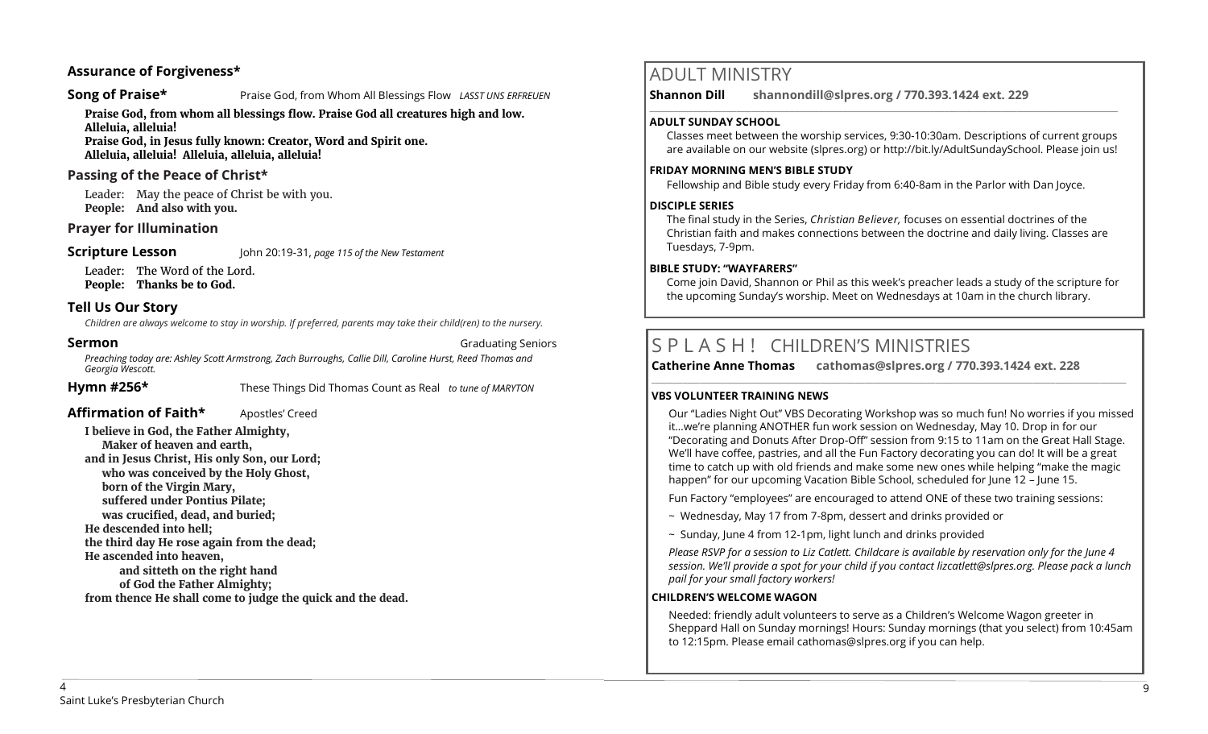### Assurance of Forgiveness*

**Song of Praise*** Praise God, from Whom All Blessings Flow *LASST UNS ERFREUEN*

**Praise God, from whom all blessings flow. Praise God all creatures high and low. Alleluia, alleluia!**
**Praise God, in Jesus fully known: Creator, Word and Spirit one.**
**Alleluia, alleluia! Alleluia, alleluia, alleluia!**

### Passing of the Peace of Christ*

Leader: May the peace of Christ be with you.
**People: And also with you.**

### Prayer for Illumination

**Scripture Lesson** John 20:19-31, *page 115 of the New Testament*

Leader: The Word of the Lord.
**People: Thanks be to God.**

### Tell Us Our Story

*Children are always welcome to stay in worship. If preferred, parents may take their child(ren) to the nursery.*

**Sermon** Graduating Seniors

*Preaching today are: Ashley Scott Armstrong, Zach Burroughs, Callie Dill, Caroline Hurst, Reed Thomas and Georgia Wescott.*

**Hymn #256*** These Things Did Thomas Count as Real *to tune of MARYTON*

**Affirmation of Faith*** Apostles' Creed

**I believe in God, the Father Almighty,**
**Maker of heaven and earth,**
**and in Jesus Christ, His only Son, our Lord;**
**who was conceived by the Holy Ghost,**
**born of the Virgin Mary,**
**suffered under Pontius Pilate;**
**was crucified, dead, and buried;**
**He descended into hell;**
**the third day He rose again from the dead;**
**He ascended into heaven,**
**and sitteth on the right hand**
**of God the Father Almighty;**
**from thence He shall come to judge the quick and the dead.**

## ADULT MINISTRY

**Shannon Dill shannondill@slpres.org / 770.393.1424 ext. 229**

**ADULT SUNDAY SCHOOL**

Classes meet between the worship services, 9:30-10:30am. Descriptions of current groups are available on our website (slpres.org) or http://bit.ly/AdultSundaySchool. Please join us!

**FRIDAY MORNING MEN'S BIBLE STUDY**

Fellowship and Bible study every Friday from 6:40-8am in the Parlor with Dan Joyce.

**DISCIPLE SERIES**

The final study in the Series, *Christian Believer,* focuses on essential doctrines of the Christian faith and makes connections between the doctrine and daily living. Classes are Tuesdays, 7-9pm.

**BIBLE STUDY: "WAYFARERS"**

Come join David, Shannon or Phil as this week's preacher leads a study of the scripture for the upcoming Sunday's worship. Meet on Wednesdays at 10am in the church library.

## S P L A S H ! CHILDREN'S MINISTRIES

**Catherine Anne Thomas cathomas@slpres.org / 770.393.1424 ext. 228**

**VBS VOLUNTEER TRAINING NEWS**

Our "Ladies Night Out" VBS Decorating Workshop was so much fun! No worries if you missed it…we're planning ANOTHER fun work session on Wednesday, May 10. Drop in for our "Decorating and Donuts After Drop-Off" session from 9:15 to 11am on the Great Hall Stage. We'll have coffee, pastries, and all the Fun Factory decorating you can do! It will be a great time to catch up with old friends and make some new ones while helping "make the magic happen" for our upcoming Vacation Bible School, scheduled for June 12 – June 15.

Fun Factory "employees" are encouraged to attend ONE of these two training sessions:

~ Wednesday, May 17 from 7-8pm, dessert and drinks provided or

~ Sunday, June 4 from 12-1pm, light lunch and drinks provided

*Please RSVP for a session to Liz Catlett. Childcare is available by reservation only for the June 4 session. We'll provide a spot for your child if you contact lizcatlett@slpres.org. Please pack a lunch pail for your small factory workers!*

**CHILDREN'S WELCOME WAGON**

Needed: friendly adult volunteers to serve as a Children's Welcome Wagon greeter in Sheppard Hall on Sunday mornings! Hours: Sunday mornings (that you select) from 10:45am to 12:15pm. Please email cathomas@slpres.org if you can help.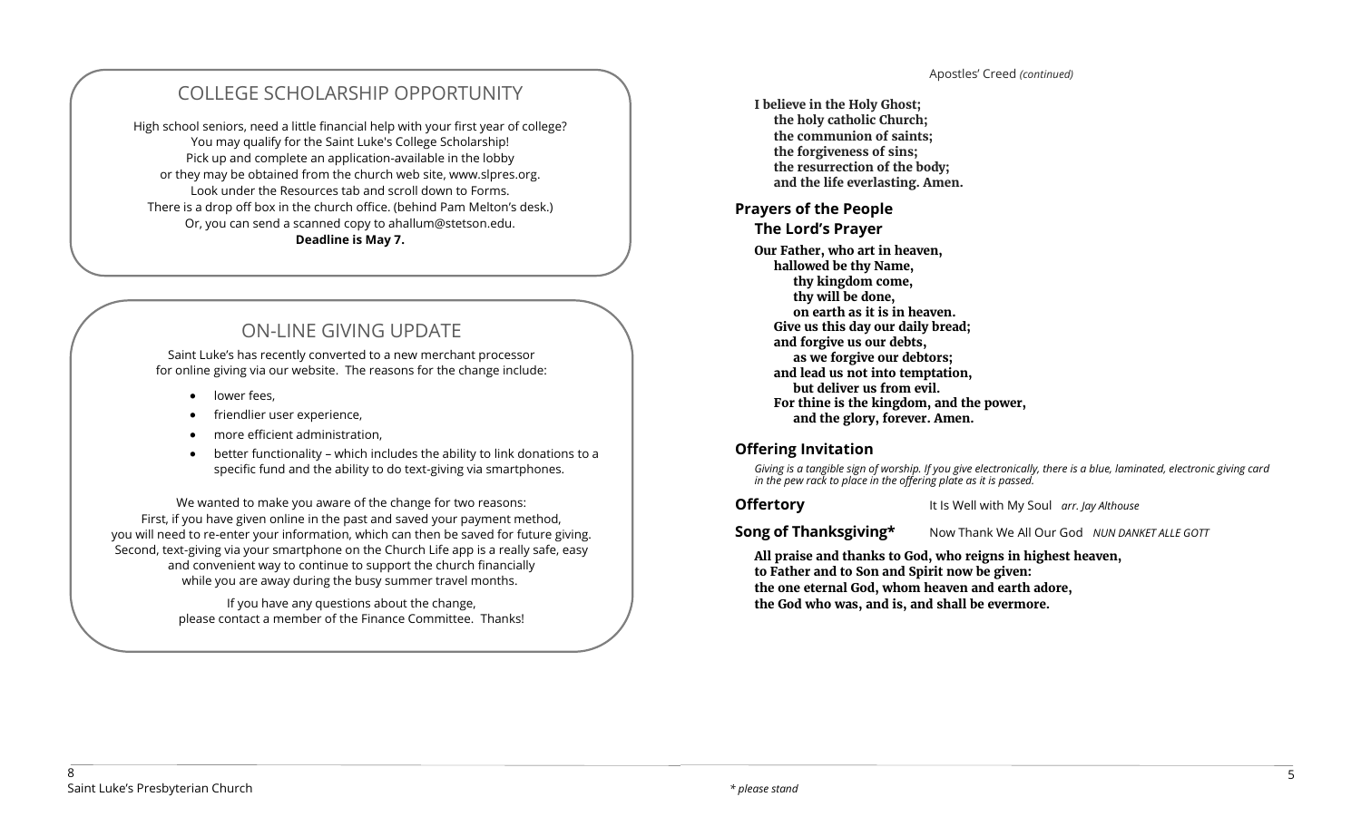## COLLEGE SCHOLARSHIP OPPORTUNITY

High school seniors, need a little financial help with your first year of college?
You may qualify for the Saint Luke's College Scholarship!
Pick up and complete an application-available in the lobby
or they may be obtained from the church web site, www.slpres.org.
Look under the Resources tab and scroll down to Forms.
There is a drop off box in the church office. (behind Pam Melton's desk.)
Or, you can send a scanned copy to ahallum@stetson.edu.
**Deadline is May 7.**

## ON-LINE GIVING UPDATE

Saint Luke's has recently converted to a new merchant processor for online giving via our website. The reasons for the change include:

- lower fees,
- friendlier user experience,
- more efficient administration,
- better functionality – which includes the ability to link donations to a specific fund and the ability to do text-giving via smartphones.

We wanted to make you aware of the change for two reasons:
First, if you have given online in the past and saved your payment method, you will need to re-enter your information, which can then be saved for future giving. Second, text-giving via your smartphone on the Church Life app is a really safe, easy and convenient way to continue to support the church financially while you are away during the busy summer travel months.

If you have any questions about the change, please contact a member of the Finance Committee. Thanks!

Apostles' Creed *(continued)*

**I believe in the Holy Ghost;**
**the holy catholic Church;**
**the communion of saints;**
**the forgiveness of sins;**
**the resurrection of the body;**
**and the life everlasting. Amen.**

### Prayers of the People

#### The Lord's Prayer

**Our Father, who art in heaven,**
**hallowed be thy Name,**
**thy kingdom come,**
**thy will be done,**
**on earth as it is in heaven.**
**Give us this day our daily bread;**
**and forgive us our debts,**
**as we forgive our debtors;**
**and lead us not into temptation,**
**but deliver us from evil.**
**For thine is the kingdom, and the power,**
**and the glory, forever. Amen.**

### Offering Invitation

*Giving is a tangible sign of worship. If you give electronically, there is a blue, laminated, electronic giving card in the pew rack to place in the offering plate as it is passed.*

**Offertory** It Is Well with My Soul *arr. Jay Althouse*

**Song of Thanksgiving*** Now Thank We All Our God *NUN DANKET ALLE GOTT*

**All praise and thanks to God, who reigns in highest heaven,**
**to Father and to Son and Spirit now be given:**
**the one eternal God, whom heaven and earth adore,**
**the God who was, and is, and shall be evermore.**

*\* please stand*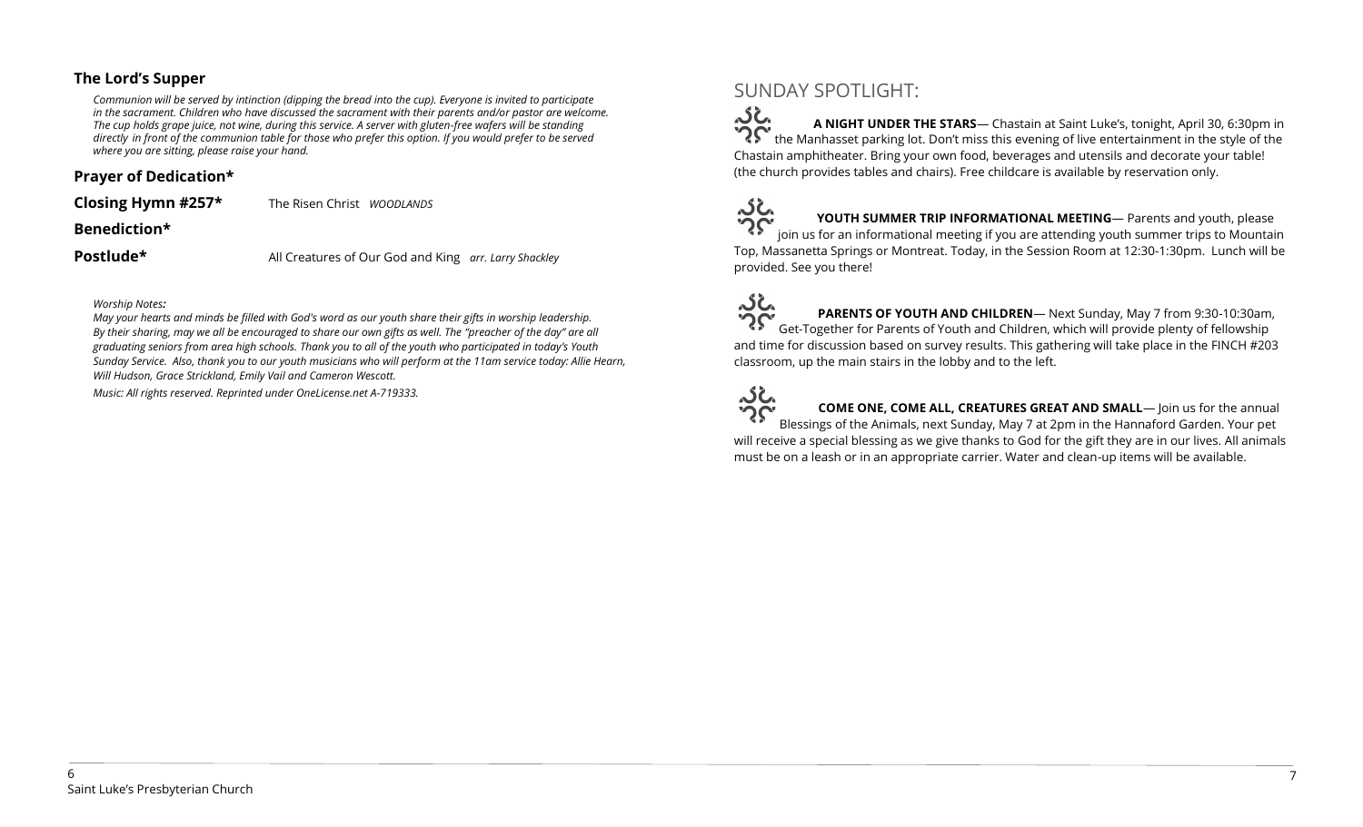### The Lord's Supper

*Communion will be served by intinction (dipping the bread into the cup). Everyone is invited to participate in the sacrament. Children who have discussed the sacrament with their parents and/or pastor are welcome. The cup holds grape juice, not wine, during this service. A server with gluten-free wafers will be standing directly in front of the communion table for those who prefer this option. If you would prefer to be served where you are sitting, please raise your hand.*

**Prayer of Dedication***

**Closing Hymn #257*** The Risen Christ *WOODLANDS*

**Benediction***

**Postlude*** All Creatures of Our God and King *arr. Larry Shackley*

*Worship Notes:*
*May your hearts and minds be filled with God's word as our youth share their gifts in worship leadership. By their sharing, may we all be encouraged to share our own gifts as well. The "preacher of the day" are all graduating seniors from area high schools. Thank you to all of the youth who participated in today's Youth Sunday Service. Also, thank you to our youth musicians who will perform at the 11am service today: Allie Hearn, Will Hudson, Grace Strickland, Emily Vail and Cameron Wescott.*

*Music: All rights reserved. Reprinted under OneLicense.net A-719333.*

## SUNDAY SPOTLIGHT:

**A NIGHT UNDER THE STARS**— Chastain at Saint Luke's, tonight, April 30, 6:30pm in the Manhasset parking lot. Don't miss this evening of live entertainment in the style of the Chastain amphitheater. Bring your own food, beverages and utensils and decorate your table! (the church provides tables and chairs). Free childcare is available by reservation only.

**YOUTH SUMMER TRIP INFORMATIONAL MEETING**— Parents and youth, please join us for an informational meeting if you are attending youth summer trips to Mountain Top, Massanetta Springs or Montreat. Today, in the Session Room at 12:30-1:30pm. Lunch will be provided. See you there!

**PARENTS OF YOUTH AND CHILDREN**— Next Sunday, May 7 from 9:30-10:30am, Get-Together for Parents of Youth and Children, which will provide plenty of fellowship and time for discussion based on survey results. This gathering will take place in the FINCH #203 classroom, up the main stairs in the lobby and to the left.

**COME ONE, COME ALL, CREATURES GREAT AND SMALL**— Join us for the annual Blessings of the Animals, next Sunday, May 7 at 2pm in the Hannaford Garden. Your pet will receive a special blessing as we give thanks to God for the gift they are in our lives. All animals must be on a leash or in an appropriate carrier. Water and clean-up items will be available.